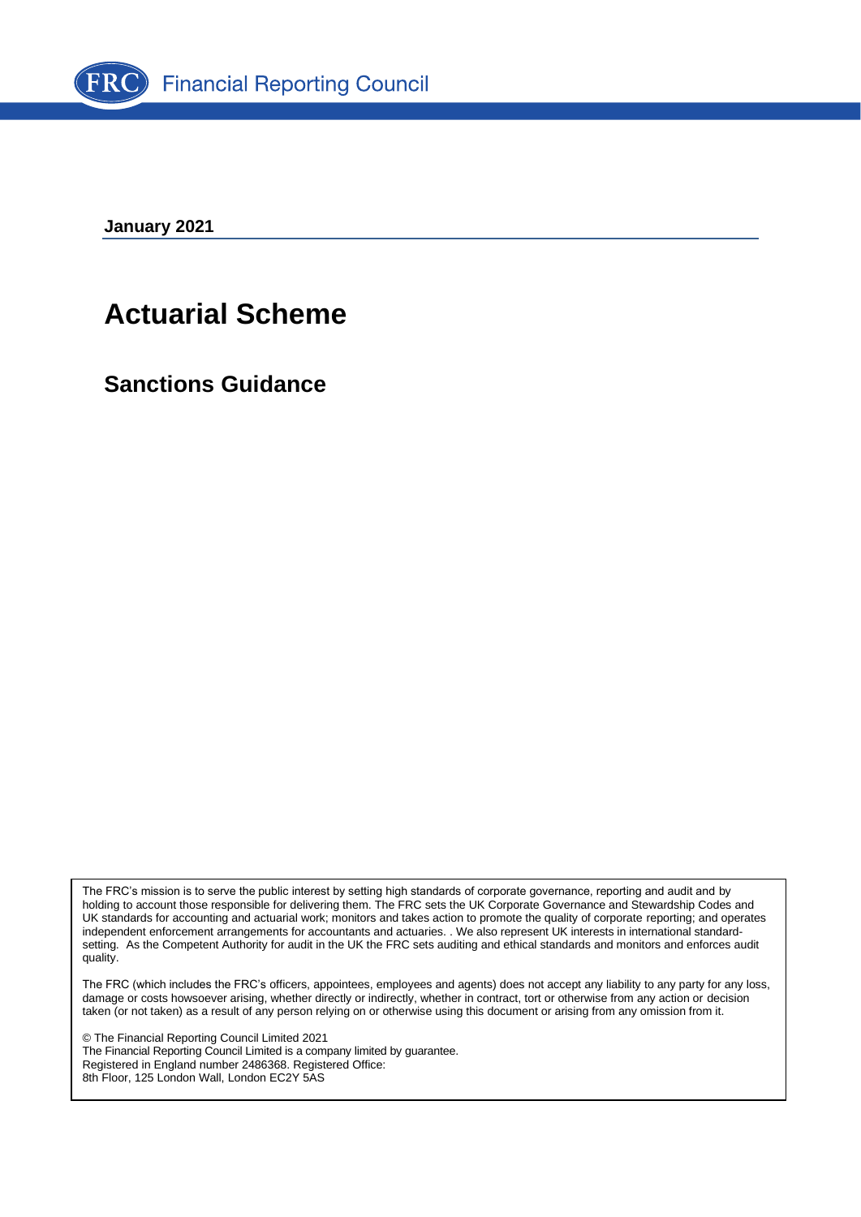Financial Reporting Council

**January 2021**

# Actuarial Scheme

## Sanctions Guidance

The FRC's mission is to serve the public interest by setting high standards of corporate governance, reporting and audit and by holding to account those responsible for delivering them. The FRC sets the UK Corporate Governance and Stewardship Codes and UK standards for accounting and actuarial work; monitors and takes action to promote the quality of corporate reporting; and operates independent enforcement arrangements for accountants and actuaries. . We also represent UK interests in international standard-setting. As the Competent Authority for audit in the UK the FRC sets auditing and ethical standards and monitors and enforces audit quality.

The FRC (which includes the FRC's officers, appointees, employees and agents) does not accept any liability to any party for any loss, damage or costs howsoever arising, whether directly or indirectly, whether in contract, tort or otherwise from any action or decision taken (or not taken) as a result of any person relying on or otherwise using this document or arising from any omission from it.

© The Financial Reporting Council Limited 2021
The Financial Reporting Council Limited is a company limited by guarantee.
Registered in England number 2486368. Registered Office:
8th Floor, 125 London Wall, London EC2Y 5AS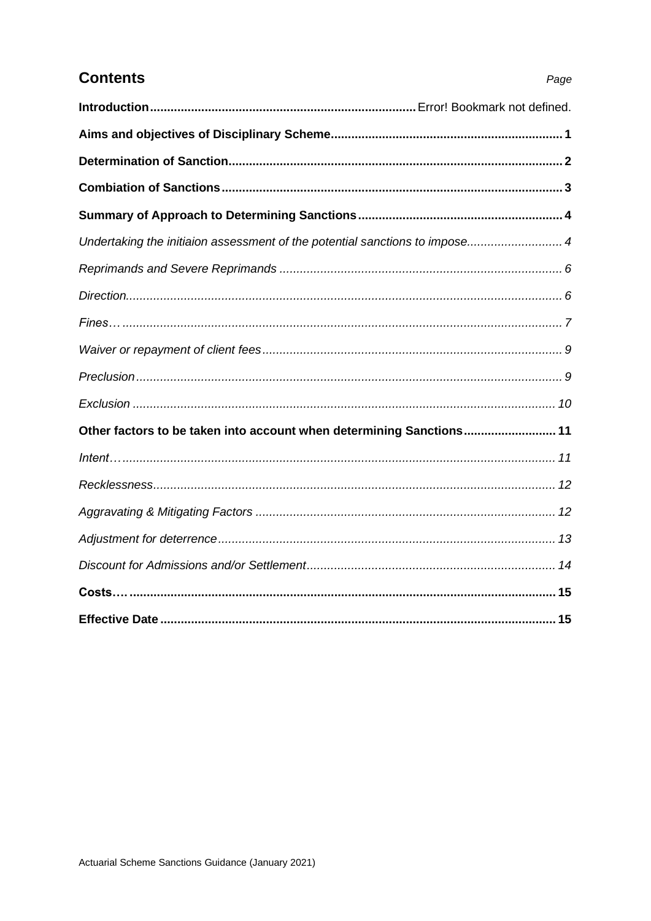## Contents

*Page*

| | |
|---|---|
| **Introduction** | Error! Bookmark not defined. |
| **Aims and objectives of Disciplinary Scheme** | **1** |
| **Determination of Sanction** | **2** |
| **Combiation of Sanctions** | **3** |
| **Summary of Approach to Determining Sanctions** | **4** |
| *Undertaking the initiaion assessment of the potential sanctions to impose* | *4* |
| *Reprimands and Severe Reprimands* | *6* |
| *Direction* | *6* |
| *Fines…* | *7* |
| *Waiver or repayment of client fees* | *9* |
| *Preclusion* | *9* |
| *Exclusion* | *10* |
| **Other factors to be taken into account when determining Sanctions** | **11** |
| *Intent…* | *11* |
| *Recklessness* | *12* |
| *Aggravating & Mitigating Factors* | *12* |
| *Adjustment for deterrence* | *13* |
| *Discount for Admissions and/or Settlement* | *14* |
| **Costs…** | **15** |
| **Effective Date** | **15** |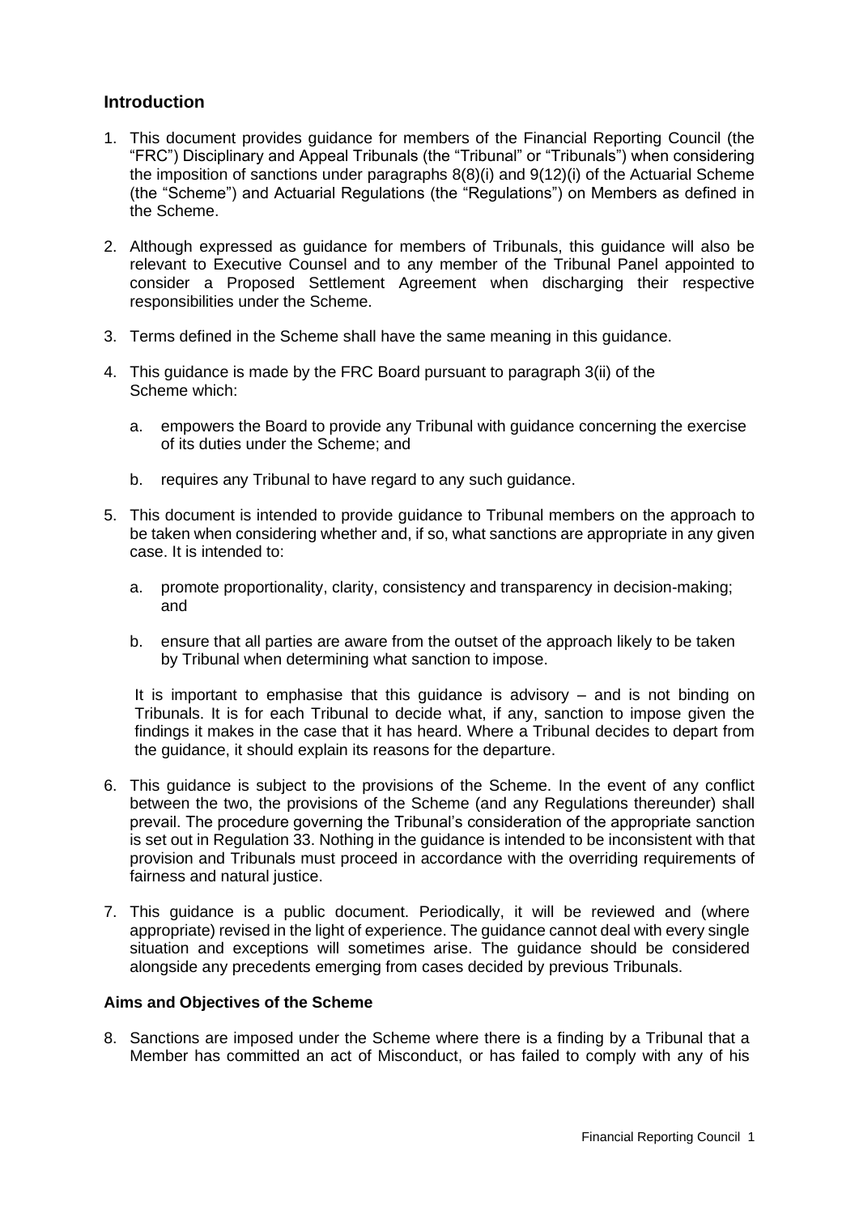## Introduction

1. This document provides guidance for members of the Financial Reporting Council (the "FRC") Disciplinary and Appeal Tribunals (the "Tribunal" or "Tribunals") when considering the imposition of sanctions under paragraphs 8(8)(i) and 9(12)(i) of the Actuarial Scheme (the "Scheme") and Actuarial Regulations (the "Regulations") on Members as defined in the Scheme.

2. Although expressed as guidance for members of Tribunals, this guidance will also be relevant to Executive Counsel and to any member of the Tribunal Panel appointed to consider a Proposed Settlement Agreement when discharging their respective responsibilities under the Scheme.

3. Terms defined in the Scheme shall have the same meaning in this guidance.

4. This guidance is made by the FRC Board pursuant to paragraph 3(ii) of the Scheme which:

   a. empowers the Board to provide any Tribunal with guidance concerning the exercise of its duties under the Scheme; and

   b. requires any Tribunal to have regard to any such guidance.

5. This document is intended to provide guidance to Tribunal members on the approach to be taken when considering whether and, if so, what sanctions are appropriate in any given case. It is intended to:

   a. promote proportionality, clarity, consistency and transparency in decision-making; and

   b. ensure that all parties are aware from the outset of the approach likely to be taken by Tribunal when determining what sanction to impose.

   It is important to emphasise that this guidance is advisory – and is not binding on Tribunals. It is for each Tribunal to decide what, if any, sanction to impose given the findings it makes in the case that it has heard. Where a Tribunal decides to depart from the guidance, it should explain its reasons for the departure.

6. This guidance is subject to the provisions of the Scheme. In the event of any conflict between the two, the provisions of the Scheme (and any Regulations thereunder) shall prevail. The procedure governing the Tribunal's consideration of the appropriate sanction is set out in Regulation 33. Nothing in the guidance is intended to be inconsistent with that provision and Tribunals must proceed in accordance with the overriding requirements of fairness and natural justice.

7. This guidance is a public document. Periodically, it will be reviewed and (where appropriate) revised in the light of experience. The guidance cannot deal with every single situation and exceptions will sometimes arise. The guidance should be considered alongside any precedents emerging from cases decided by previous Tribunals.

### Aims and Objectives of the Scheme

8. Sanctions are imposed under the Scheme where there is a finding by a Tribunal that a Member has committed an act of Misconduct, or has failed to comply with any of his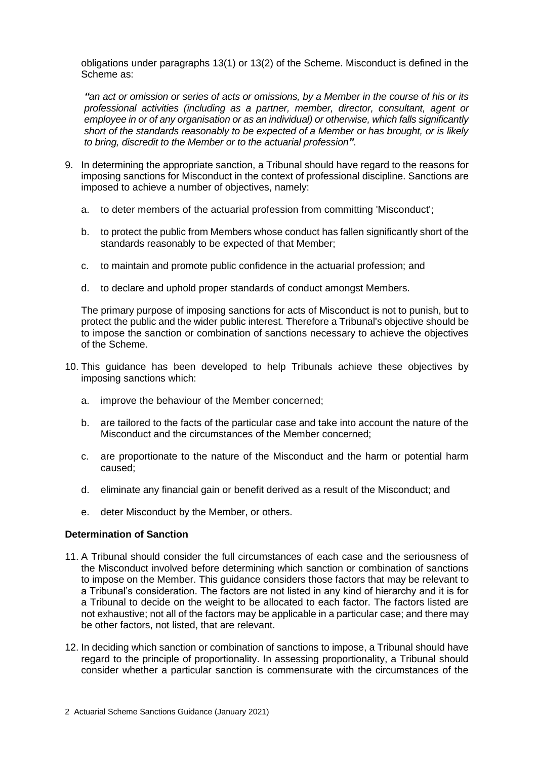obligations under paragraphs 13(1) or 13(2) of the Scheme. Misconduct is defined in the Scheme as:

> ***"****an act or omission or series of acts or omissions, by a Member in the course of his or its professional activities (including as a partner, member, director, consultant, agent or employee in or of any organisation or as an individual) or otherwise, which falls significantly short of the standards reasonably to be expected of a Member or has brought, or is likely to bring, discredit to the Member or to the actuarial profession****"***.

9. In determining the appropriate sanction, a Tribunal should have regard to the reasons for imposing sanctions for Misconduct in the context of professional discipline. Sanctions are imposed to achieve a number of objectives, namely:

   a. to deter members of the actuarial profession from committing 'Misconduct';

   b. to protect the public from Members whose conduct has fallen significantly short of the standards reasonably to be expected of that Member;

   c. to maintain and promote public confidence in the actuarial profession; and

   d. to declare and uphold proper standards of conduct amongst Members.

   The primary purpose of imposing sanctions for acts of Misconduct is not to punish, but to protect the public and the wider public interest. Therefore a Tribunal's objective should be to impose the sanction or combination of sanctions necessary to achieve the objectives of the Scheme.

10. This guidance has been developed to help Tribunals achieve these objectives by imposing sanctions which:

    a. improve the behaviour of the Member concerned;

    b. are tailored to the facts of the particular case and take into account the nature of the Misconduct and the circumstances of the Member concerned;

    c. are proportionate to the nature of the Misconduct and the harm or potential harm caused;

    d. eliminate any financial gain or benefit derived as a result of the Misconduct; and

    e. deter Misconduct by the Member, or others.

**Determination of Sanction**

11. A Tribunal should consider the full circumstances of each case and the seriousness of the Misconduct involved before determining which sanction or combination of sanctions to impose on the Member. This guidance considers those factors that may be relevant to a Tribunal's consideration. The factors are not listed in any kind of hierarchy and it is for a Tribunal to decide on the weight to be allocated to each factor. The factors listed are not exhaustive; not all of the factors may be applicable in a particular case; and there may be other factors, not listed, that are relevant.

12. In deciding which sanction or combination of sanctions to impose, a Tribunal should have regard to the principle of proportionality. In assessing proportionality, a Tribunal should consider whether a particular sanction is commensurate with the circumstances of the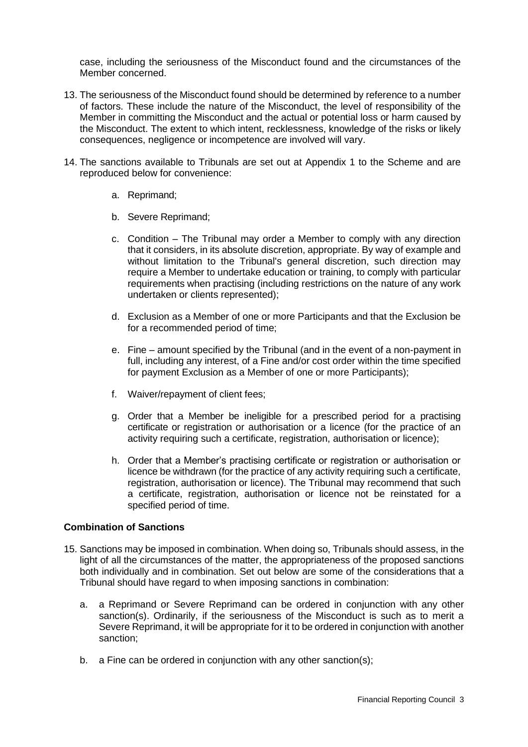case, including the seriousness of the Misconduct found and the circumstances of the Member concerned.

13. The seriousness of the Misconduct found should be determined by reference to a number of factors. These include the nature of the Misconduct, the level of responsibility of the Member in committing the Misconduct and the actual or potential loss or harm caused by the Misconduct. The extent to which intent, recklessness, knowledge of the risks or likely consequences, negligence or incompetence are involved will vary.

14. The sanctions available to Tribunals are set out at Appendix 1 to the Scheme and are reproduced below for convenience:

    a. Reprimand;

    b. Severe Reprimand;

    c. Condition – The Tribunal may order a Member to comply with any direction that it considers, in its absolute discretion, appropriate. By way of example and without limitation to the Tribunal's general discretion, such direction may require a Member to undertake education or training, to comply with particular requirements when practising (including restrictions on the nature of any work undertaken or clients represented);

    d. Exclusion as a Member of one or more Participants and that the Exclusion be for a recommended period of time;

    e. Fine – amount specified by the Tribunal (and in the event of a non-payment in full, including any interest, of a Fine and/or cost order within the time specified for payment Exclusion as a Member of one or more Participants);

    f. Waiver/repayment of client fees;

    g. Order that a Member be ineligible for a prescribed period for a practising certificate or registration or authorisation or a licence (for the practice of an activity requiring such a certificate, registration, authorisation or licence);

    h. Order that a Member's practising certificate or registration or authorisation or licence be withdrawn (for the practice of any activity requiring such a certificate, registration, authorisation or licence). The Tribunal may recommend that such a certificate, registration, authorisation or licence not be reinstated for a specified period of time.

**Combination of Sanctions**

15. Sanctions may be imposed in combination. When doing so, Tribunals should assess, in the light of all the circumstances of the matter, the appropriateness of the proposed sanctions both individually and in combination. Set out below are some of the considerations that a Tribunal should have regard to when imposing sanctions in combination:

    a. a Reprimand or Severe Reprimand can be ordered in conjunction with any other sanction(s). Ordinarily, if the seriousness of the Misconduct is such as to merit a Severe Reprimand, it will be appropriate for it to be ordered in conjunction with another sanction;

    b. a Fine can be ordered in conjunction with any other sanction(s);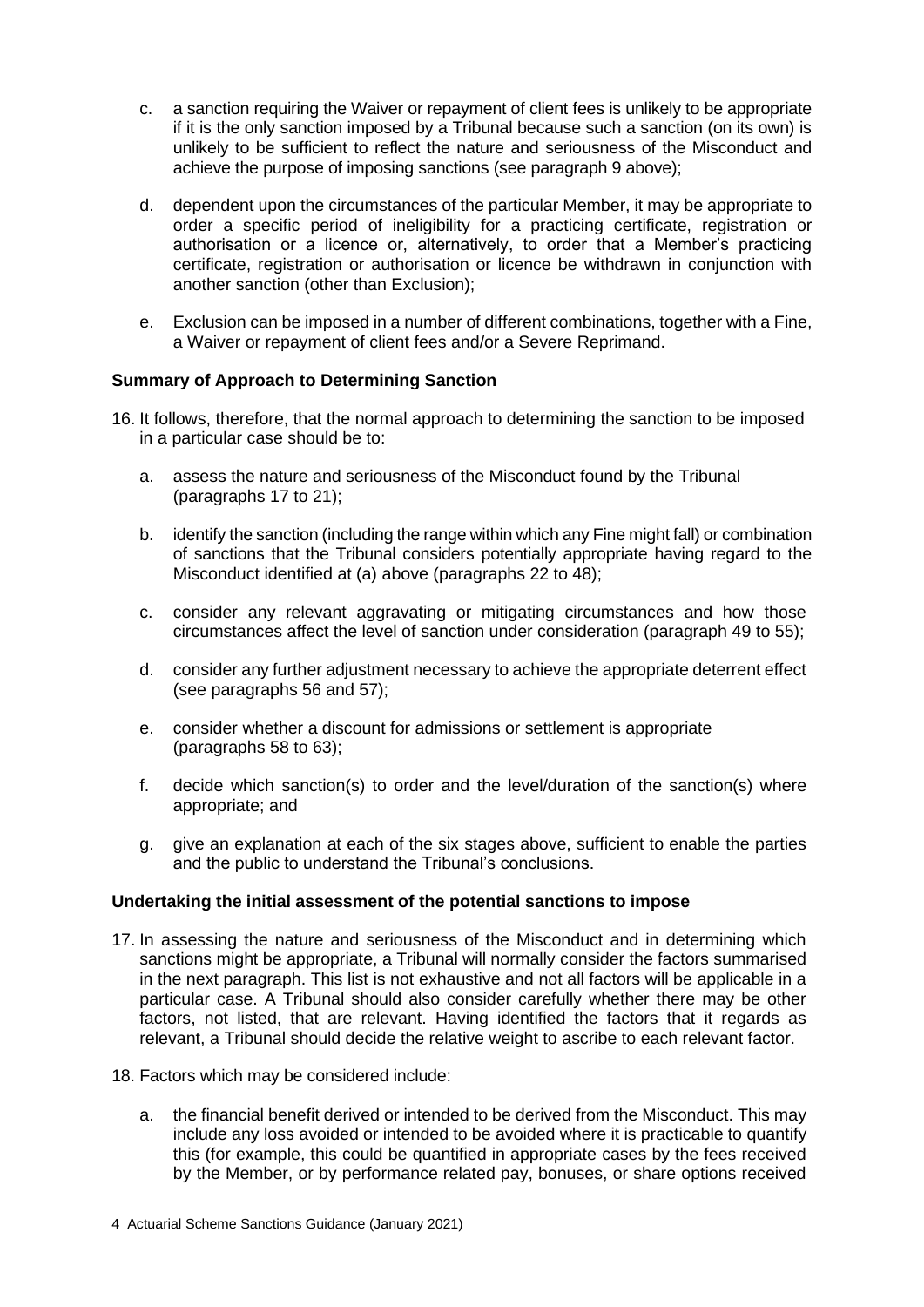c. a sanction requiring the Waiver or repayment of client fees is unlikely to be appropriate if it is the only sanction imposed by a Tribunal because such a sanction (on its own) is unlikely to be sufficient to reflect the nature and seriousness of the Misconduct and achieve the purpose of imposing sanctions (see paragraph 9 above);

d. dependent upon the circumstances of the particular Member, it may be appropriate to order a specific period of ineligibility for a practicing certificate, registration or authorisation or a licence or, alternatively, to order that a Member's practicing certificate, registration or authorisation or licence be withdrawn in conjunction with another sanction (other than Exclusion);

e. Exclusion can be imposed in a number of different combinations, together with a Fine, a Waiver or repayment of client fees and/or a Severe Reprimand.

**Summary of Approach to Determining Sanction**

16. It follows, therefore, that the normal approach to determining the sanction to be imposed in a particular case should be to:

    a. assess the nature and seriousness of the Misconduct found by the Tribunal (paragraphs 17 to 21);

    b. identify the sanction (including the range within which any Fine might fall) or combination of sanctions that the Tribunal considers potentially appropriate having regard to the Misconduct identified at (a) above (paragraphs 22 to 48);

    c. consider any relevant aggravating or mitigating circumstances and how those circumstances affect the level of sanction under consideration (paragraph 49 to 55);

    d. consider any further adjustment necessary to achieve the appropriate deterrent effect (see paragraphs 56 and 57);

    e. consider whether a discount for admissions or settlement is appropriate (paragraphs 58 to 63);

    f. decide which sanction(s) to order and the level/duration of the sanction(s) where appropriate; and

    g. give an explanation at each of the six stages above, sufficient to enable the parties and the public to understand the Tribunal's conclusions.

**Undertaking the initial assessment of the potential sanctions to impose**

17. In assessing the nature and seriousness of the Misconduct and in determining which sanctions might be appropriate, a Tribunal will normally consider the factors summarised in the next paragraph. This list is not exhaustive and not all factors will be applicable in a particular case. A Tribunal should also consider carefully whether there may be other factors, not listed, that are relevant. Having identified the factors that it regards as relevant, a Tribunal should decide the relative weight to ascribe to each relevant factor.

18. Factors which may be considered include:

    a. the financial benefit derived or intended to be derived from the Misconduct. This may include any loss avoided or intended to be avoided where it is practicable to quantify this (for example, this could be quantified in appropriate cases by the fees received by the Member, or by performance related pay, bonuses, or share options received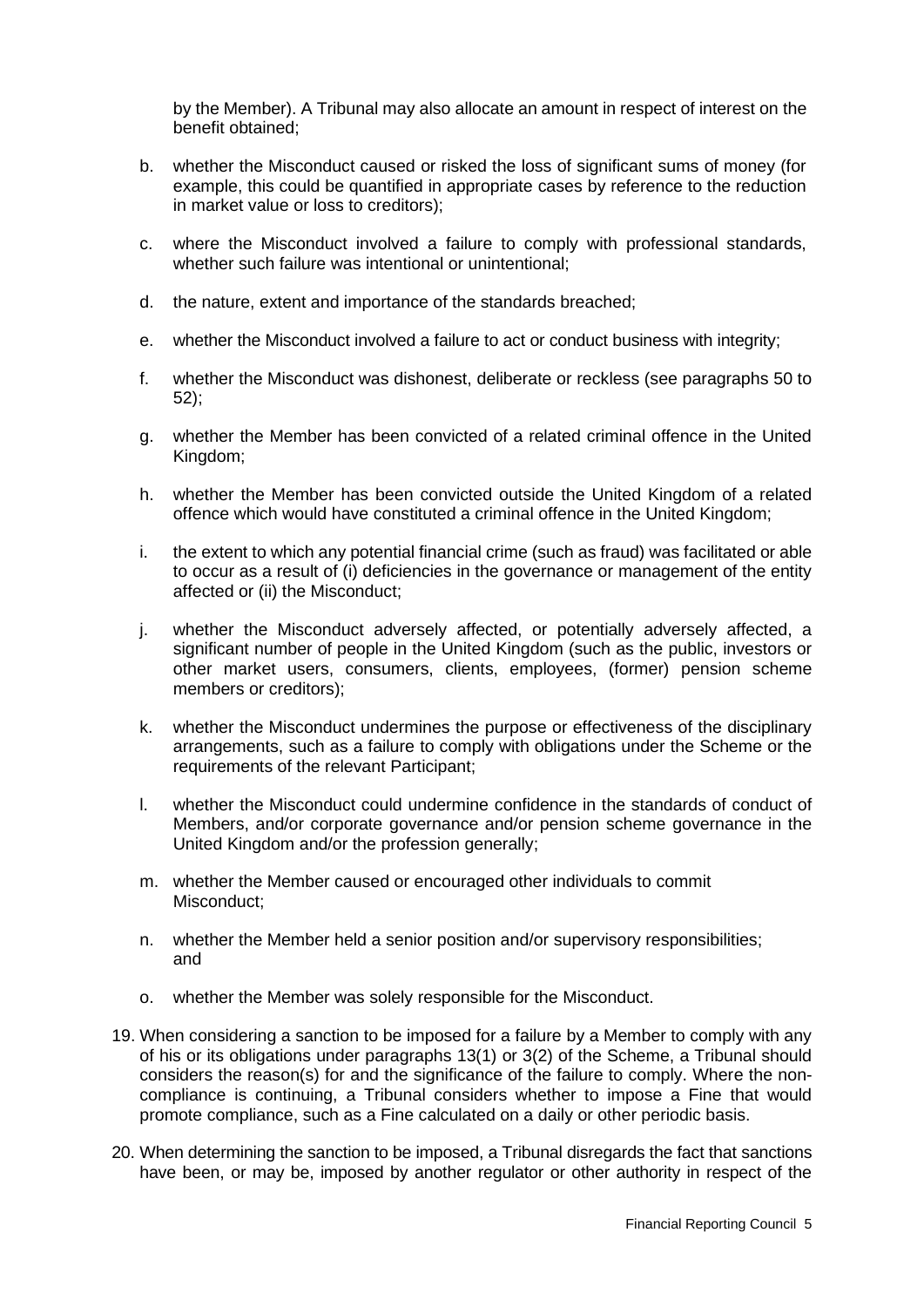by the Member). A Tribunal may also allocate an amount in respect of interest on the benefit obtained;

b. whether the Misconduct caused or risked the loss of significant sums of money (for example, this could be quantified in appropriate cases by reference to the reduction in market value or loss to creditors);

c. where the Misconduct involved a failure to comply with professional standards, whether such failure was intentional or unintentional;

d. the nature, extent and importance of the standards breached;

e. whether the Misconduct involved a failure to act or conduct business with integrity;

f. whether the Misconduct was dishonest, deliberate or reckless (see paragraphs 50 to 52);

g. whether the Member has been convicted of a related criminal offence in the United Kingdom;

h. whether the Member has been convicted outside the United Kingdom of a related offence which would have constituted a criminal offence in the United Kingdom;

i. the extent to which any potential financial crime (such as fraud) was facilitated or able to occur as a result of (i) deficiencies in the governance or management of the entity affected or (ii) the Misconduct;

j. whether the Misconduct adversely affected, or potentially adversely affected, a significant number of people in the United Kingdom (such as the public, investors or other market users, consumers, clients, employees, (former) pension scheme members or creditors);

k. whether the Misconduct undermines the purpose or effectiveness of the disciplinary arrangements, such as a failure to comply with obligations under the Scheme or the requirements of the relevant Participant;

l. whether the Misconduct could undermine confidence in the standards of conduct of Members, and/or corporate governance and/or pension scheme governance in the United Kingdom and/or the profession generally;

m. whether the Member caused or encouraged other individuals to commit Misconduct;

n. whether the Member held a senior position and/or supervisory responsibilities; and

o. whether the Member was solely responsible for the Misconduct.

19. When considering a sanction to be imposed for a failure by a Member to comply with any of his or its obligations under paragraphs 13(1) or 3(2) of the Scheme, a Tribunal should considers the reason(s) for and the significance of the failure to comply. Where the non-compliance is continuing, a Tribunal considers whether to impose a Fine that would promote compliance, such as a Fine calculated on a daily or other periodic basis.

20. When determining the sanction to be imposed, a Tribunal disregards the fact that sanctions have been, or may be, imposed by another regulator or other authority in respect of the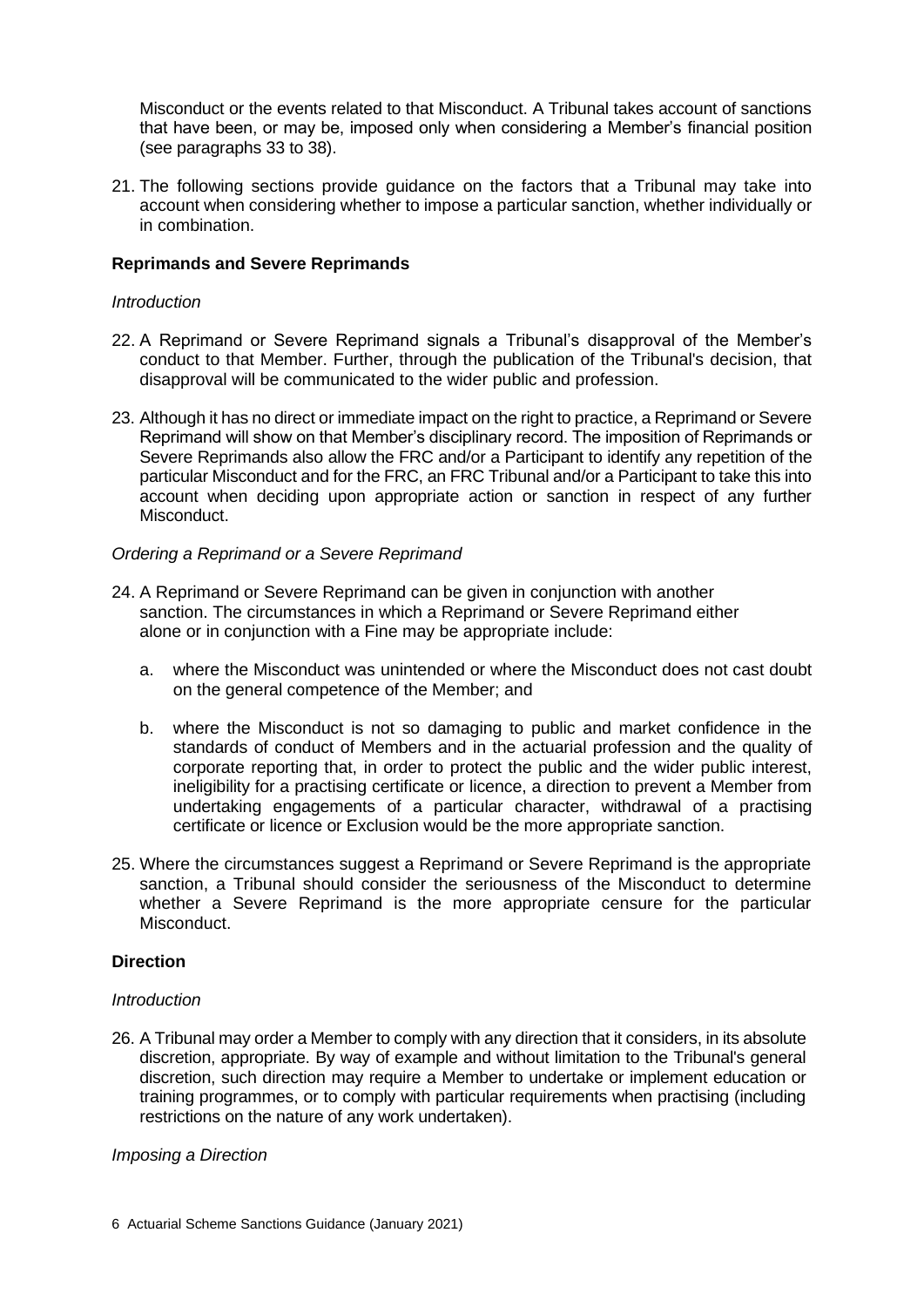Misconduct or the events related to that Misconduct. A Tribunal takes account of sanctions that have been, or may be, imposed only when considering a Member's financial position (see paragraphs 33 to 38).

21. The following sections provide guidance on the factors that a Tribunal may take into account when considering whether to impose a particular sanction, whether individually or in combination.

**Reprimands and Severe Reprimands**

*Introduction*

22. A Reprimand or Severe Reprimand signals a Tribunal's disapproval of the Member's conduct to that Member. Further, through the publication of the Tribunal's decision, that disapproval will be communicated to the wider public and profession.

23. Although it has no direct or immediate impact on the right to practice, a Reprimand or Severe Reprimand will show on that Member's disciplinary record. The imposition of Reprimands or Severe Reprimands also allow the FRC and/or a Participant to identify any repetition of the particular Misconduct and for the FRC, an FRC Tribunal and/or a Participant to take this into account when deciding upon appropriate action or sanction in respect of any further Misconduct.

*Ordering a Reprimand or a Severe Reprimand*

24. A Reprimand or Severe Reprimand can be given in conjunction with another sanction. The circumstances in which a Reprimand or Severe Reprimand either alone or in conjunction with a Fine may be appropriate include:

    a. where the Misconduct was unintended or where the Misconduct does not cast doubt on the general competence of the Member; and

    b. where the Misconduct is not so damaging to public and market confidence in the standards of conduct of Members and in the actuarial profession and the quality of corporate reporting that, in order to protect the public and the wider public interest, ineligibility for a practising certificate or licence, a direction to prevent a Member from undertaking engagements of a particular character, withdrawal of a practising certificate or licence or Exclusion would be the more appropriate sanction.

25. Where the circumstances suggest a Reprimand or Severe Reprimand is the appropriate sanction, a Tribunal should consider the seriousness of the Misconduct to determine whether a Severe Reprimand is the more appropriate censure for the particular Misconduct.

**Direction**

*Introduction*

26. A Tribunal may order a Member to comply with any direction that it considers, in its absolute discretion, appropriate. By way of example and without limitation to the Tribunal's general discretion, such direction may require a Member to undertake or implement education or training programmes, or to comply with particular requirements when practising (including restrictions on the nature of any work undertaken).

*Imposing a Direction*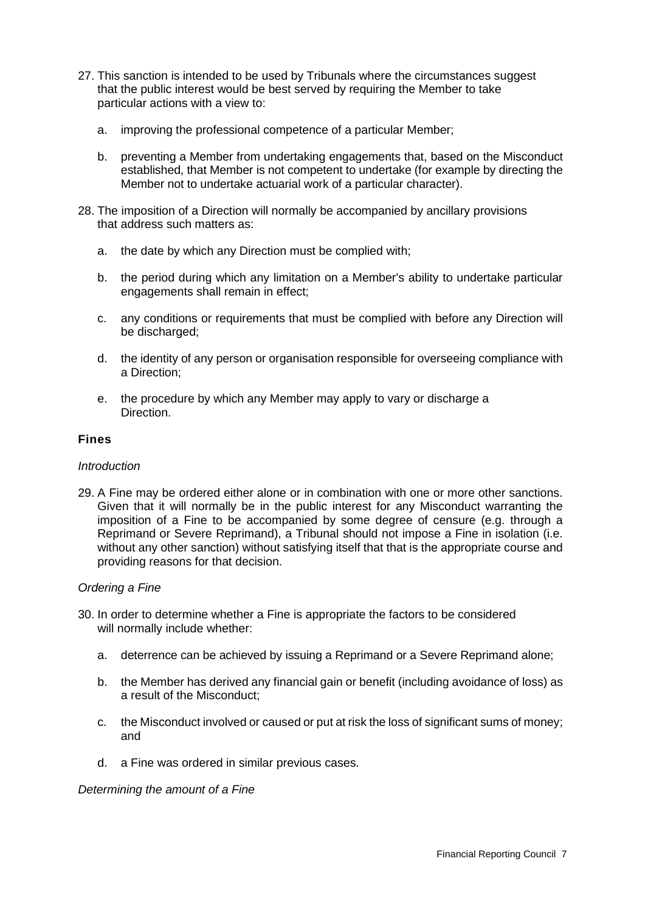27. This sanction is intended to be used by Tribunals where the circumstances suggest that the public interest would be best served by requiring the Member to take particular actions with a view to:

    a. improving the professional competence of a particular Member;

    b. preventing a Member from undertaking engagements that, based on the Misconduct established, that Member is not competent to undertake (for example by directing the Member not to undertake actuarial work of a particular character).

28. The imposition of a Direction will normally be accompanied by ancillary provisions that address such matters as:

    a. the date by which any Direction must be complied with;

    b. the period during which any limitation on a Member's ability to undertake particular engagements shall remain in effect;

    c. any conditions or requirements that must be complied with before any Direction will be discharged;

    d. the identity of any person or organisation responsible for overseeing compliance with a Direction;

    e. the procedure by which any Member may apply to vary or discharge a Direction.

### Fines

*Introduction*

29. A Fine may be ordered either alone or in combination with one or more other sanctions. Given that it will normally be in the public interest for any Misconduct warranting the imposition of a Fine to be accompanied by some degree of censure (e.g. through a Reprimand or Severe Reprimand), a Tribunal should not impose a Fine in isolation (i.e. without any other sanction) without satisfying itself that that is the appropriate course and providing reasons for that decision.

*Ordering a Fine*

30. In order to determine whether a Fine is appropriate the factors to be considered will normally include whether:

    a. deterrence can be achieved by issuing a Reprimand or a Severe Reprimand alone;

    b. the Member has derived any financial gain or benefit (including avoidance of loss) as a result of the Misconduct;

    c. the Misconduct involved or caused or put at risk the loss of significant sums of money; and

    d. a Fine was ordered in similar previous cases.

*Determining the amount of a Fine*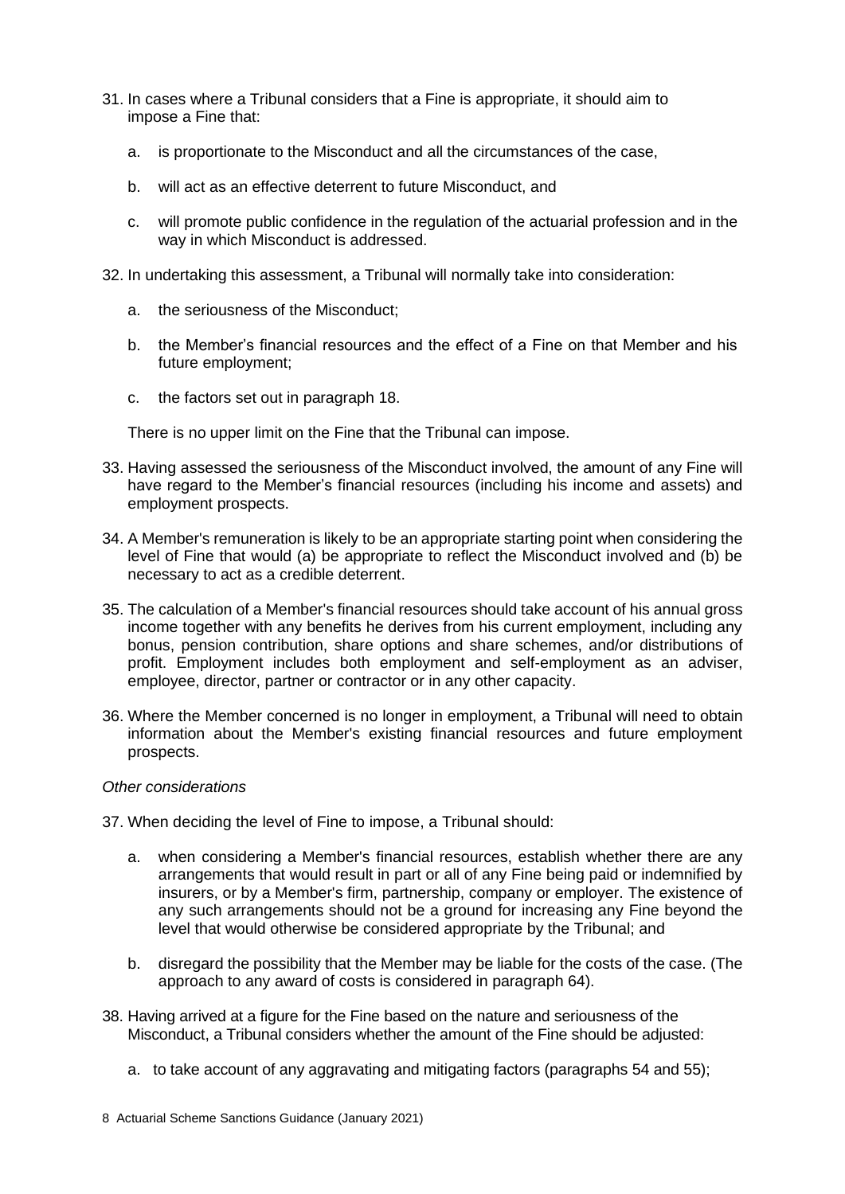31. In cases where a Tribunal considers that a Fine is appropriate, it should aim to impose a Fine that:

    a. is proportionate to the Misconduct and all the circumstances of the case,

    b. will act as an effective deterrent to future Misconduct, and

    c. will promote public confidence in the regulation of the actuarial profession and in the way in which Misconduct is addressed.

32. In undertaking this assessment, a Tribunal will normally take into consideration:

    a. the seriousness of the Misconduct;

    b. the Member's financial resources and the effect of a Fine on that Member and his future employment;

    c. the factors set out in paragraph 18.

    There is no upper limit on the Fine that the Tribunal can impose.

33. Having assessed the seriousness of the Misconduct involved, the amount of any Fine will have regard to the Member's financial resources (including his income and assets) and employment prospects.

34. A Member's remuneration is likely to be an appropriate starting point when considering the level of Fine that would (a) be appropriate to reflect the Misconduct involved and (b) be necessary to act as a credible deterrent.

35. The calculation of a Member's financial resources should take account of his annual gross income together with any benefits he derives from his current employment, including any bonus, pension contribution, share options and share schemes, and/or distributions of profit. Employment includes both employment and self-employment as an adviser, employee, director, partner or contractor or in any other capacity.

36. Where the Member concerned is no longer in employment, a Tribunal will need to obtain information about the Member's existing financial resources and future employment prospects.

*Other considerations*

37. When deciding the level of Fine to impose, a Tribunal should:

    a. when considering a Member's financial resources, establish whether there are any arrangements that would result in part or all of any Fine being paid or indemnified by insurers, or by a Member's firm, partnership, company or employer. The existence of any such arrangements should not be a ground for increasing any Fine beyond the level that would otherwise be considered appropriate by the Tribunal; and

    b. disregard the possibility that the Member may be liable for the costs of the case. (The approach to any award of costs is considered in paragraph 64).

38. Having arrived at a figure for the Fine based on the nature and seriousness of the Misconduct, a Tribunal considers whether the amount of the Fine should be adjusted:

    a. to take account of any aggravating and mitigating factors (paragraphs 54 and 55);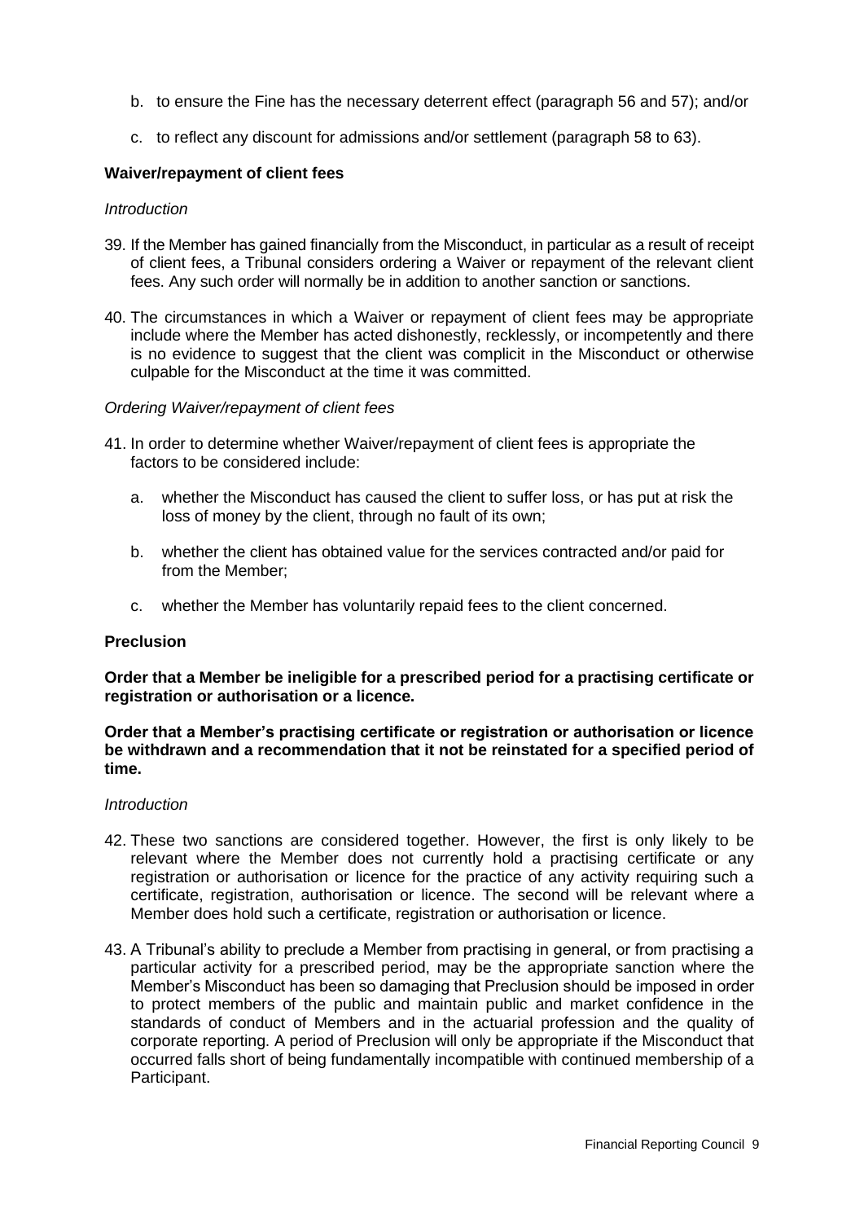b. to ensure the Fine has the necessary deterrent effect (paragraph 56 and 57); and/or

c. to reflect any discount for admissions and/or settlement (paragraph 58 to 63).

**Waiver/repayment of client fees**

*Introduction*

39. If the Member has gained financially from the Misconduct, in particular as a result of receipt of client fees, a Tribunal considers ordering a Waiver or repayment of the relevant client fees. Any such order will normally be in addition to another sanction or sanctions.

40. The circumstances in which a Waiver or repayment of client fees may be appropriate include where the Member has acted dishonestly, recklessly, or incompetently and there is no evidence to suggest that the client was complicit in the Misconduct or otherwise culpable for the Misconduct at the time it was committed.

*Ordering Waiver/repayment of client fees*

41. In order to determine whether Waiver/repayment of client fees is appropriate the factors to be considered include:

    a. whether the Misconduct has caused the client to suffer loss, or has put at risk the loss of money by the client, through no fault of its own;

    b. whether the client has obtained value for the services contracted and/or paid for from the Member;

    c. whether the Member has voluntarily repaid fees to the client concerned.

**Preclusion**

**Order that a Member be ineligible for a prescribed period for a practising certificate or registration or authorisation or a licence.**

**Order that a Member's practising certificate or registration or authorisation or licence be withdrawn and a recommendation that it not be reinstated for a specified period of time.**

*Introduction*

42. These two sanctions are considered together. However, the first is only likely to be relevant where the Member does not currently hold a practising certificate or any registration or authorisation or licence for the practice of any activity requiring such a certificate, registration, authorisation or licence. The second will be relevant where a Member does hold such a certificate, registration or authorisation or licence.

43. A Tribunal's ability to preclude a Member from practising in general, or from practising a particular activity for a prescribed period, may be the appropriate sanction where the Member's Misconduct has been so damaging that Preclusion should be imposed in order to protect members of the public and maintain public and market confidence in the standards of conduct of Members and in the actuarial profession and the quality of corporate reporting. A period of Preclusion will only be appropriate if the Misconduct that occurred falls short of being fundamentally incompatible with continued membership of a Participant.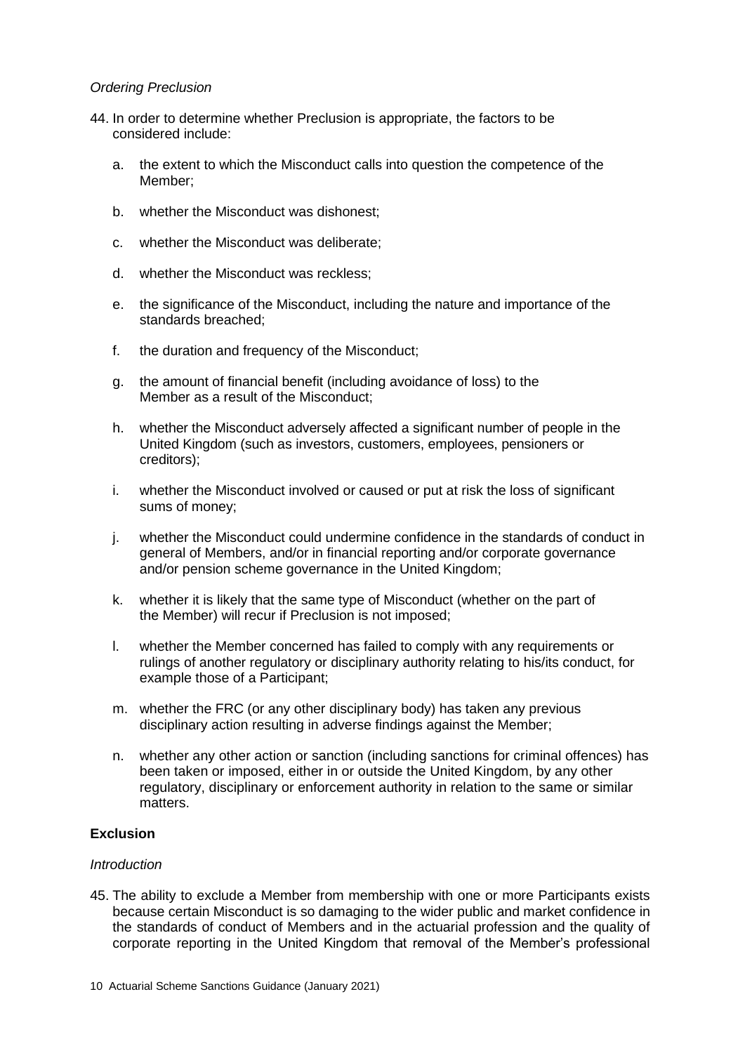*Ordering Preclusion*

44. In order to determine whether Preclusion is appropriate, the factors to be considered include:

    a. the extent to which the Misconduct calls into question the competence of the Member;

    b. whether the Misconduct was dishonest;

    c. whether the Misconduct was deliberate;

    d. whether the Misconduct was reckless;

    e. the significance of the Misconduct, including the nature and importance of the standards breached;

    f. the duration and frequency of the Misconduct;

    g. the amount of financial benefit (including avoidance of loss) to the Member as a result of the Misconduct;

    h. whether the Misconduct adversely affected a significant number of people in the United Kingdom (such as investors, customers, employees, pensioners or creditors);

    i. whether the Misconduct involved or caused or put at risk the loss of significant sums of money;

    j. whether the Misconduct could undermine confidence in the standards of conduct in general of Members, and/or in financial reporting and/or corporate governance and/or pension scheme governance in the United Kingdom;

    k. whether it is likely that the same type of Misconduct (whether on the part of the Member) will recur if Preclusion is not imposed;

    l. whether the Member concerned has failed to comply with any requirements or rulings of another regulatory or disciplinary authority relating to his/its conduct, for example those of a Participant;

    m. whether the FRC (or any other disciplinary body) has taken any previous disciplinary action resulting in adverse findings against the Member;

    n. whether any other action or sanction (including sanctions for criminal offences) has been taken or imposed, either in or outside the United Kingdom, by any other regulatory, disciplinary or enforcement authority in relation to the same or similar matters.

**Exclusion**

*Introduction*

45. The ability to exclude a Member from membership with one or more Participants exists because certain Misconduct is so damaging to the wider public and market confidence in the standards of conduct of Members and in the actuarial profession and the quality of corporate reporting in the United Kingdom that removal of the Member's professional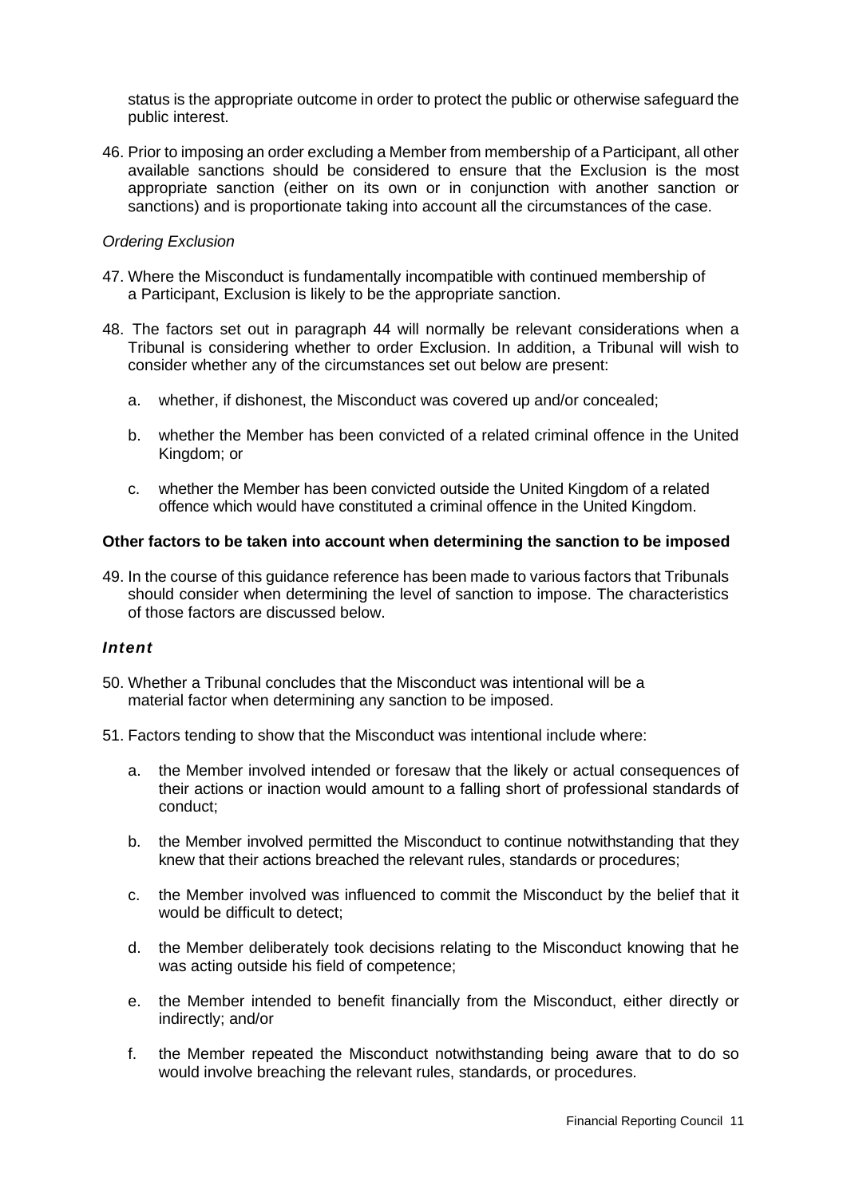status is the appropriate outcome in order to protect the public or otherwise safeguard the public interest.

46. Prior to imposing an order excluding a Member from membership of a Participant, all other available sanctions should be considered to ensure that the Exclusion is the most appropriate sanction (either on its own or in conjunction with another sanction or sanctions) and is proportionate taking into account all the circumstances of the case.

*Ordering Exclusion*

47. Where the Misconduct is fundamentally incompatible with continued membership of a Participant, Exclusion is likely to be the appropriate sanction.

48. The factors set out in paragraph 44 will normally be relevant considerations when a Tribunal is considering whether to order Exclusion. In addition, a Tribunal will wish to consider whether any of the circumstances set out below are present:

    a. whether, if dishonest, the Misconduct was covered up and/or concealed;

    b. whether the Member has been convicted of a related criminal offence in the United Kingdom; or

    c. whether the Member has been convicted outside the United Kingdom of a related offence which would have constituted a criminal offence in the United Kingdom.

**Other factors to be taken into account when determining the sanction to be imposed**

49. In the course of this guidance reference has been made to various factors that Tribunals should consider when determining the level of sanction to impose. The characteristics of those factors are discussed below.

***Intent***

50. Whether a Tribunal concludes that the Misconduct was intentional will be a material factor when determining any sanction to be imposed.

51. Factors tending to show that the Misconduct was intentional include where:

    a. the Member involved intended or foresaw that the likely or actual consequences of their actions or inaction would amount to a falling short of professional standards of conduct;

    b. the Member involved permitted the Misconduct to continue notwithstanding that they knew that their actions breached the relevant rules, standards or procedures;

    c. the Member involved was influenced to commit the Misconduct by the belief that it would be difficult to detect;

    d. the Member deliberately took decisions relating to the Misconduct knowing that he was acting outside his field of competence;

    e. the Member intended to benefit financially from the Misconduct, either directly or indirectly; and/or

    f. the Member repeated the Misconduct notwithstanding being aware that to do so would involve breaching the relevant rules, standards, or procedures.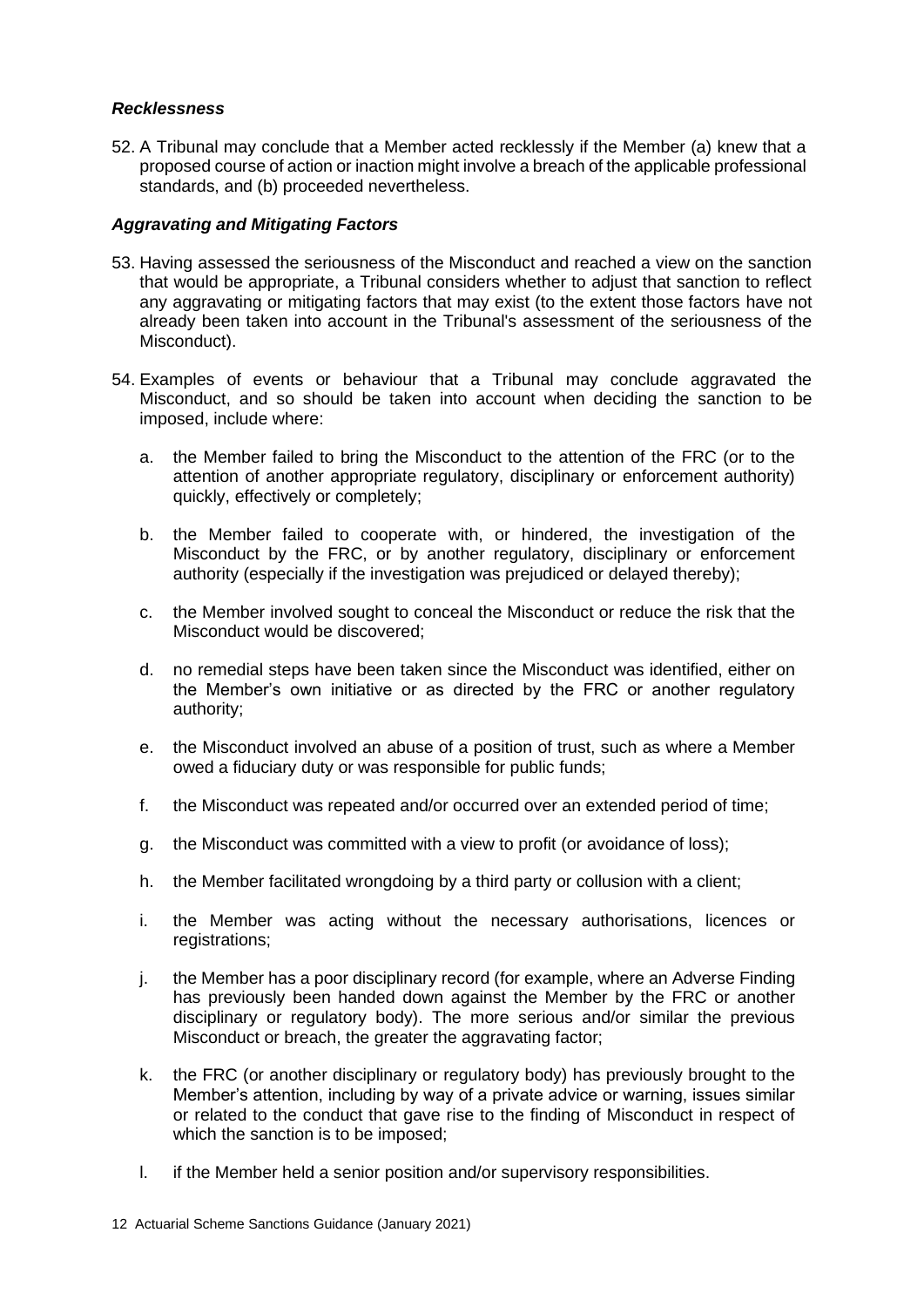### *Recklessness*

52. A Tribunal may conclude that a Member acted recklessly if the Member (a) knew that a proposed course of action or inaction might involve a breach of the applicable professional standards, and (b) proceeded nevertheless.

### *Aggravating and Mitigating Factors*

53. Having assessed the seriousness of the Misconduct and reached a view on the sanction that would be appropriate, a Tribunal considers whether to adjust that sanction to reflect any aggravating or mitigating factors that may exist (to the extent those factors have not already been taken into account in the Tribunal's assessment of the seriousness of the Misconduct).

54. Examples of events or behaviour that a Tribunal may conclude aggravated the Misconduct, and so should be taken into account when deciding the sanction to be imposed, include where:

    a. the Member failed to bring the Misconduct to the attention of the FRC (or to the attention of another appropriate regulatory, disciplinary or enforcement authority) quickly, effectively or completely;

    b. the Member failed to cooperate with, or hindered, the investigation of the Misconduct by the FRC, or by another regulatory, disciplinary or enforcement authority (especially if the investigation was prejudiced or delayed thereby);

    c. the Member involved sought to conceal the Misconduct or reduce the risk that the Misconduct would be discovered;

    d. no remedial steps have been taken since the Misconduct was identified, either on the Member's own initiative or as directed by the FRC or another regulatory authority;

    e. the Misconduct involved an abuse of a position of trust, such as where a Member owed a fiduciary duty or was responsible for public funds;

    f. the Misconduct was repeated and/or occurred over an extended period of time;

    g. the Misconduct was committed with a view to profit (or avoidance of loss);

    h. the Member facilitated wrongdoing by a third party or collusion with a client;

    i. the Member was acting without the necessary authorisations, licences or registrations;

    j. the Member has a poor disciplinary record (for example, where an Adverse Finding has previously been handed down against the Member by the FRC or another disciplinary or regulatory body). The more serious and/or similar the previous Misconduct or breach, the greater the aggravating factor;

    k. the FRC (or another disciplinary or regulatory body) has previously brought to the Member's attention, including by way of a private advice or warning, issues similar or related to the conduct that gave rise to the finding of Misconduct in respect of which the sanction is to be imposed;

    l. if the Member held a senior position and/or supervisory responsibilities.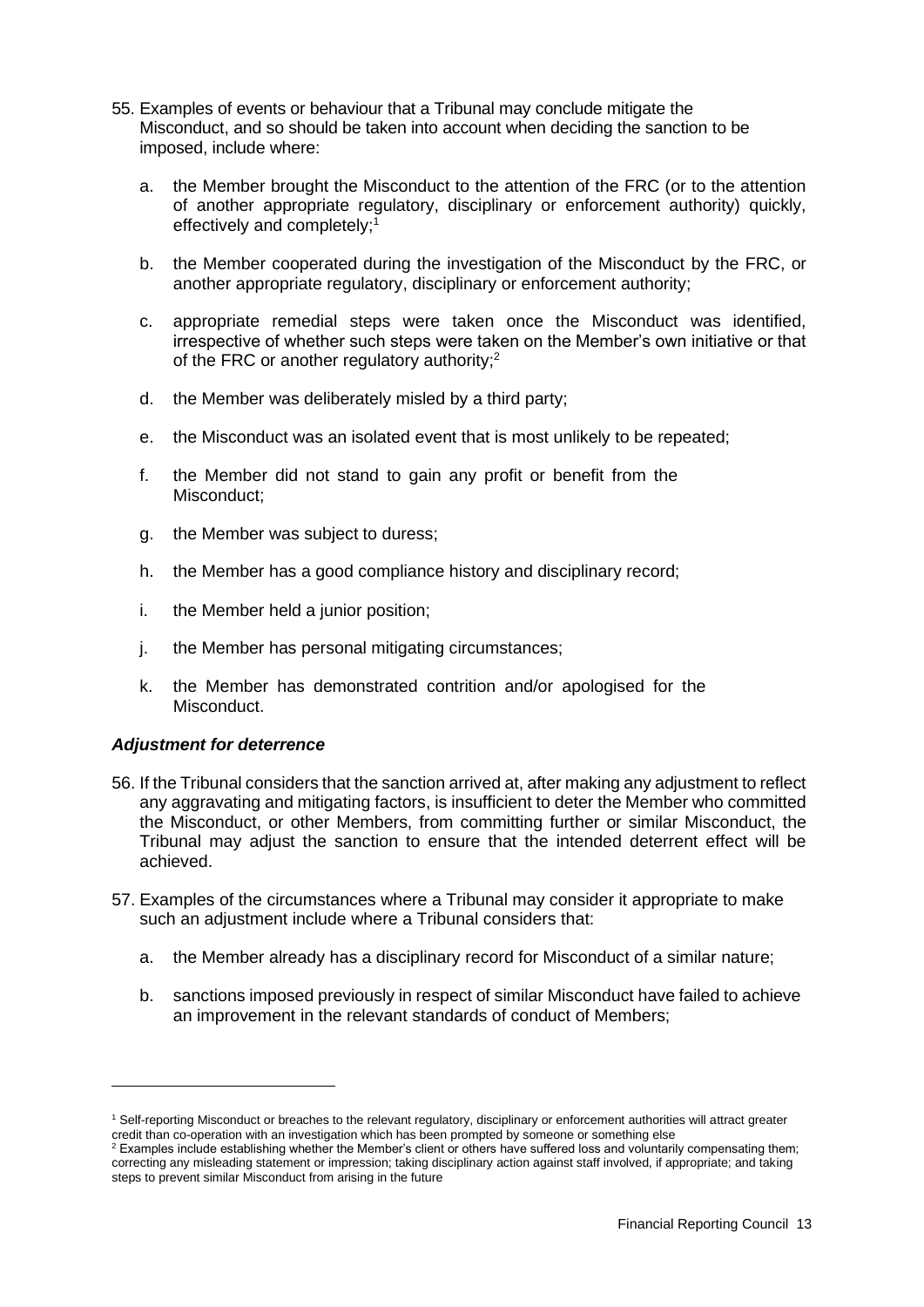55. Examples of events or behaviour that a Tribunal may conclude mitigate the Misconduct, and so should be taken into account when deciding the sanction to be imposed, include where:

    a. the Member brought the Misconduct to the attention of the FRC (or to the attention of another appropriate regulatory, disciplinary or enforcement authority) quickly, effectively and completely;[1]

    b. the Member cooperated during the investigation of the Misconduct by the FRC, or another appropriate regulatory, disciplinary or enforcement authority;

    c. appropriate remedial steps were taken once the Misconduct was identified, irrespective of whether such steps were taken on the Member's own initiative or that of the FRC or another regulatory authority;[2]

    d. the Member was deliberately misled by a third party;

    e. the Misconduct was an isolated event that is most unlikely to be repeated;

    f. the Member did not stand to gain any profit or benefit from the Misconduct;

    g. the Member was subject to duress;

    h. the Member has a good compliance history and disciplinary record;

    i. the Member held a junior position;

    j. the Member has personal mitigating circumstances;

    k. the Member has demonstrated contrition and/or apologised for the Misconduct.

### *Adjustment for deterrence*

56. If the Tribunal considers that the sanction arrived at, after making any adjustment to reflect any aggravating and mitigating factors, is insufficient to deter the Member who committed the Misconduct, or other Members, from committing further or similar Misconduct, the Tribunal may adjust the sanction to ensure that the intended deterrent effect will be achieved.

57. Examples of the circumstances where a Tribunal may consider it appropriate to make such an adjustment include where a Tribunal considers that:

    a. the Member already has a disciplinary record for Misconduct of a similar nature;

    b. sanctions imposed previously in respect of similar Misconduct have failed to achieve an improvement in the relevant standards of conduct of Members;

---

[1] Self-reporting Misconduct or breaches to the relevant regulatory, disciplinary or enforcement authorities will attract greater credit than co-operation with an investigation which has been prompted by someone or something else

[2] Examples include establishing whether the Member's client or others have suffered loss and voluntarily compensating them; correcting any misleading statement or impression; taking disciplinary action against staff involved, if appropriate; and taking steps to prevent similar Misconduct from arising in the future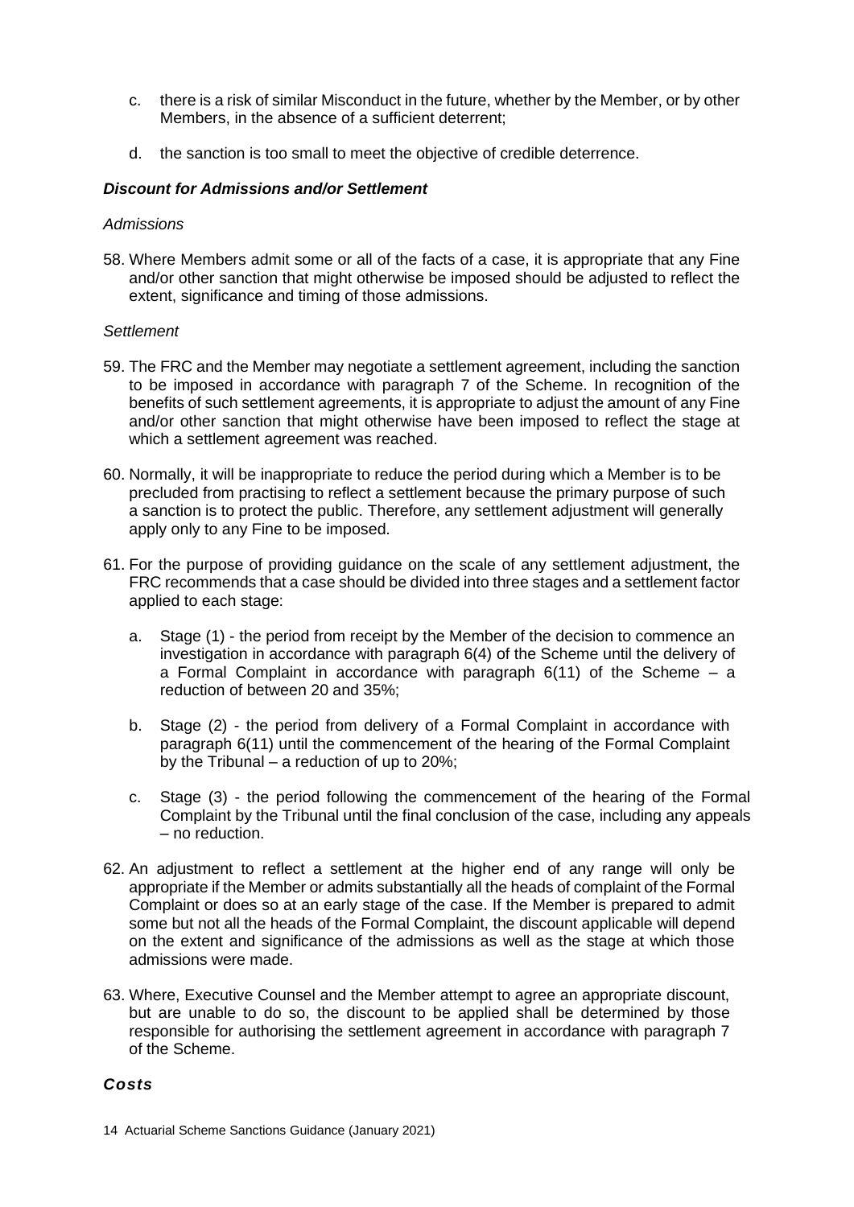c. there is a risk of similar Misconduct in the future, whether by the Member, or by other Members, in the absence of a sufficient deterrent;

d. the sanction is too small to meet the objective of credible deterrence.

### *Discount for Admissions and/or Settlement*

*Admissions*

58. Where Members admit some or all of the facts of a case, it is appropriate that any Fine and/or other sanction that might otherwise be imposed should be adjusted to reflect the extent, significance and timing of those admissions.

*Settlement*

59. The FRC and the Member may negotiate a settlement agreement, including the sanction to be imposed in accordance with paragraph 7 of the Scheme. In recognition of the benefits of such settlement agreements, it is appropriate to adjust the amount of any Fine and/or other sanction that might otherwise have been imposed to reflect the stage at which a settlement agreement was reached.

60. Normally, it will be inappropriate to reduce the period during which a Member is to be precluded from practising to reflect a settlement because the primary purpose of such a sanction is to protect the public. Therefore, any settlement adjustment will generally apply only to any Fine to be imposed.

61. For the purpose of providing guidance on the scale of any settlement adjustment, the FRC recommends that a case should be divided into three stages and a settlement factor applied to each stage:

    a. Stage (1) - the period from receipt by the Member of the decision to commence an investigation in accordance with paragraph 6(4) of the Scheme until the delivery of a Formal Complaint in accordance with paragraph 6(11) of the Scheme – a reduction of between 20 and 35%;

    b. Stage (2) - the period from delivery of a Formal Complaint in accordance with paragraph 6(11) until the commencement of the hearing of the Formal Complaint by the Tribunal – a reduction of up to 20%;

    c. Stage (3) - the period following the commencement of the hearing of the Formal Complaint by the Tribunal until the final conclusion of the case, including any appeals – no reduction.

62. An adjustment to reflect a settlement at the higher end of any range will only be appropriate if the Member or admits substantially all the heads of complaint of the Formal Complaint or does so at an early stage of the case. If the Member is prepared to admit some but not all the heads of the Formal Complaint, the discount applicable will depend on the extent and significance of the admissions as well as the stage at which those admissions were made.

63. Where, Executive Counsel and the Member attempt to agree an appropriate discount, but are unable to do so, the discount to be applied shall be determined by those responsible for authorising the settlement agreement in accordance with paragraph 7 of the Scheme.

### *Costs*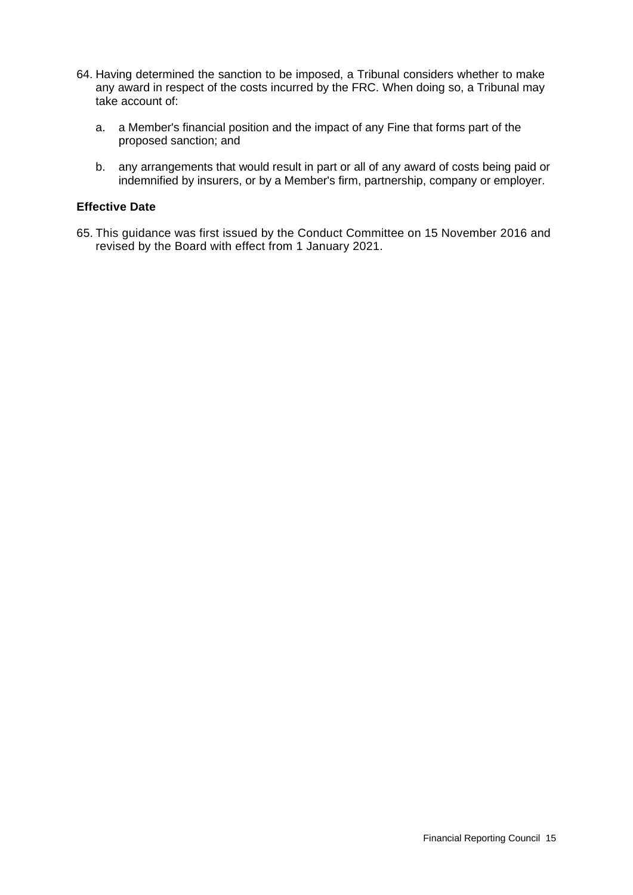64. Having determined the sanction to be imposed, a Tribunal considers whether to make any award in respect of the costs incurred by the FRC. When doing so, a Tribunal may take account of:

    a. a Member's financial position and the impact of any Fine that forms part of the proposed sanction; and

    b. any arrangements that would result in part or all of any award of costs being paid or indemnified by insurers, or by a Member's firm, partnership, company or employer.

**Effective Date**

65. This guidance was first issued by the Conduct Committee on 15 November 2016 and revised by the Board with effect from 1 January 2021.